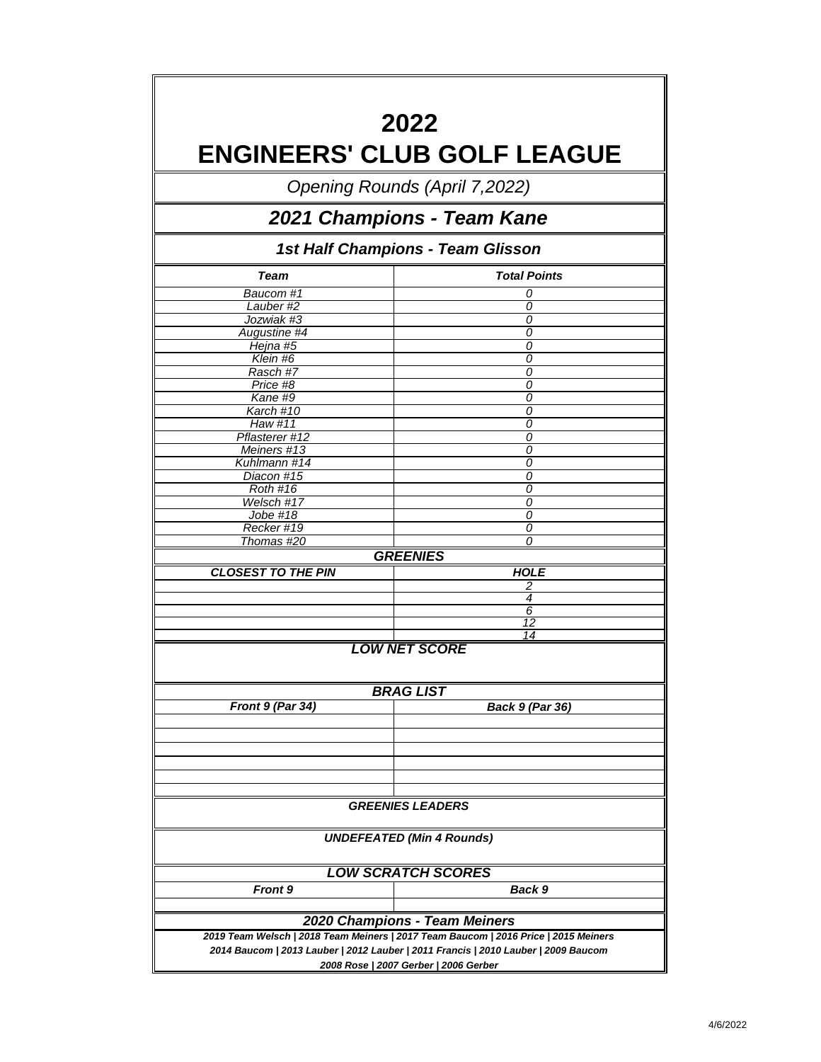# 2022
# ENGINEERS' CLUB GOLF LEAGUE

*Opening Rounds (April 7,2022)*

## *2021 Champions - Team Kane*

### *1st Half Champions - Team Glisson*

| *Team* | *Total Points* |
|---|---|
| *Baucom #1* | *0* |
| *Lauber #2* | *0* |
| *Jozwiak #3* | *0* |
| *Augustine #4* | *0* |
| *Hejna #5* | *0* |
| *Klein #6* | *0* |
| *Rasch #7* | *0* |
| *Price #8* | *0* |
| *Kane #9* | *0* |
| *Karch #10* | *0* |
| *Haw #11* | *0* |
| *Pflasterer #12* | *0* |
| *Meiners #13* | *0* |
| *Kuhlmann #14* | *0* |
| *Diacon #15* | *0* |
| *Roth #16* | *0* |
| *Welsch #17* | *0* |
| *Jobe #18* | *0* |
| *Recker #19* | *0* |
| *Thomas #20* | *0* |

**GREENIES**

| *CLOSEST TO THE PIN* | *HOLE* |
|---|---|
| | *2* |
| | *4* |
| | *6* |
| | *12* |
| | *14* |

**LOW NET SCORE**

**BRAG LIST**

| *Front 9 (Par 34)* | *Back 9 (Par 36)* |
|---|---|
| | |
| | |
| | |
| | |
| | |
| | |

**GREENIES LEADERS**

**UNDEFEATED (Min 4 Rounds)**

**LOW SCRATCH SCORES**

| *Front 9* | *Back 9* |
|---|---|
| | |

**2020 Champions - Team Meiners**

*2019 Team Welsch | 2018 Team Meiners | 2017 Team Baucom | 2016 Price | 2015 Meiners*
*2014 Baucom | 2013 Lauber | 2012 Lauber | 2011 Francis | 2010 Lauber | 2009 Baucom*
*2008 Rose | 2007 Gerber | 2006 Gerber*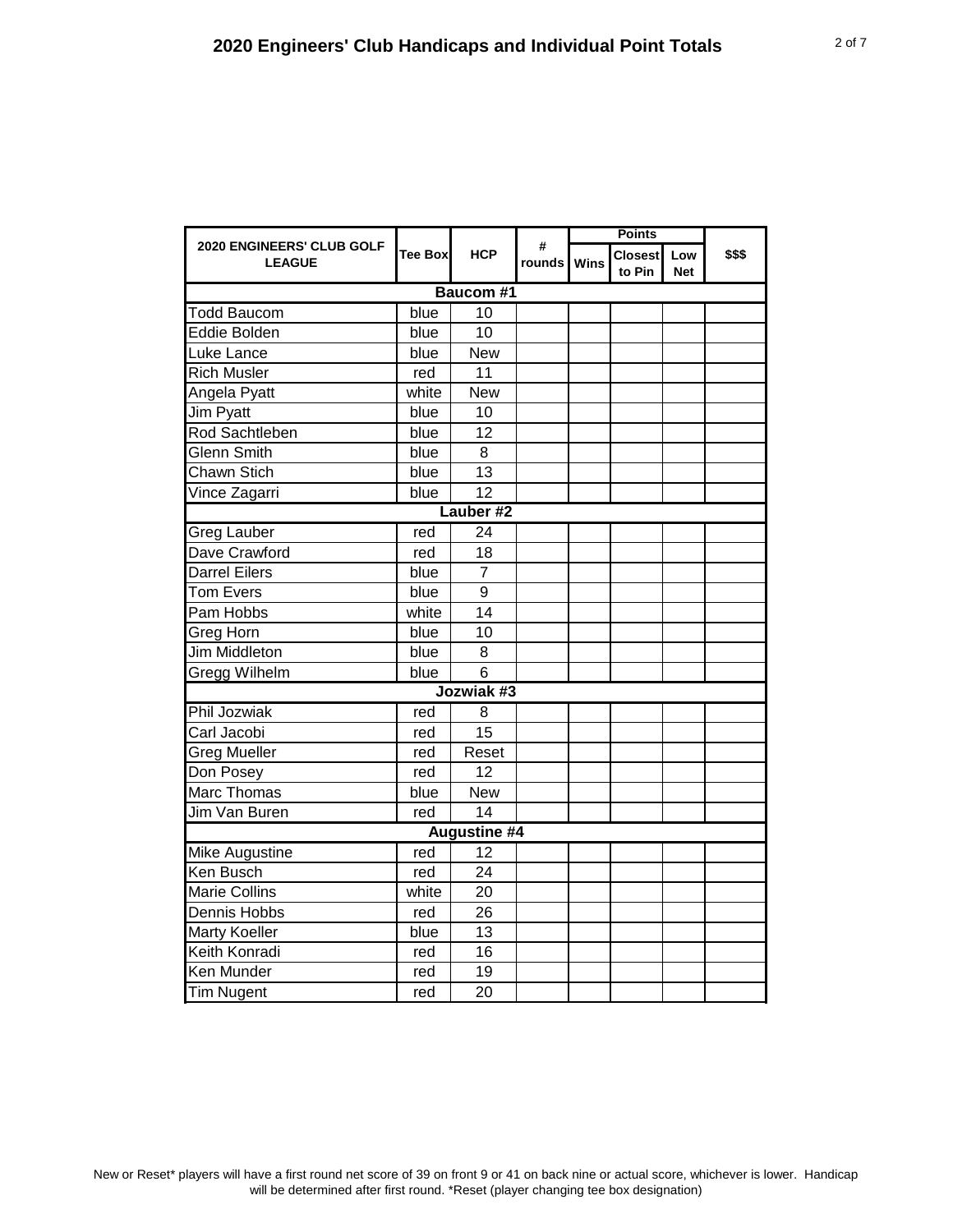# 2020 Engineers' Club Handicaps and Individual Point Totals

| 2020 ENGINEERS' CLUB GOLF LEAGUE | Tee Box | HCP | # rounds | Points | | | $$$ |
|---|---|---|---|---|---|---|---|
| | | | | Wins | Closest to Pin | Low Net | |
| **Baucom #1** | | | | | | | |
| Todd Baucom | blue | 10 | | | | | |
| Eddie Bolden | blue | 10 | | | | | |
| Luke Lance | blue | New | | | | | |
| Rich Musler | red | 11 | | | | | |
| Angela Pyatt | white | New | | | | | |
| Jim Pyatt | blue | 10 | | | | | |
| Rod Sachtleben | blue | 12 | | | | | |
| Glenn Smith | blue | 8 | | | | | |
| Chawn Stich | blue | 13 | | | | | |
| Vince Zagarri | blue | 12 | | | | | |
| **Lauber #2** | | | | | | | |
| Greg Lauber | red | 24 | | | | | |
| Dave Crawford | red | 18 | | | | | |
| Darrel Eilers | blue | 7 | | | | | |
| Tom Evers | blue | 9 | | | | | |
| Pam Hobbs | white | 14 | | | | | |
| Greg Horn | blue | 10 | | | | | |
| Jim Middleton | blue | 8 | | | | | |
| Gregg Wilhelm | blue | 6 | | | | | |
| **Jozwiak #3** | | | | | | | |
| Phil Jozwiak | red | 8 | | | | | |
| Carl Jacobi | red | 15 | | | | | |
| Greg Mueller | red | Reset | | | | | |
| Don Posey | red | 12 | | | | | |
| Marc Thomas | blue | New | | | | | |
| Jim Van Buren | red | 14 | | | | | |
| **Augustine #4** | | | | | | | |
| Mike Augustine | red | 12 | | | | | |
| Ken Busch | red | 24 | | | | | |
| Marie Collins | white | 20 | | | | | |
| Dennis Hobbs | red | 26 | | | | | |
| Marty Koeller | blue | 13 | | | | | |
| Keith Konradi | red | 16 | | | | | |
| Ken Munder | red | 19 | | | | | |
| Tim Nugent | red | 20 | | | | | |

New or Reset* players will have a first round net score of 39 on front 9 or 41 on back nine or actual score, whichever is lower. Handicap will be determined after first round. *Reset (player changing tee box designation)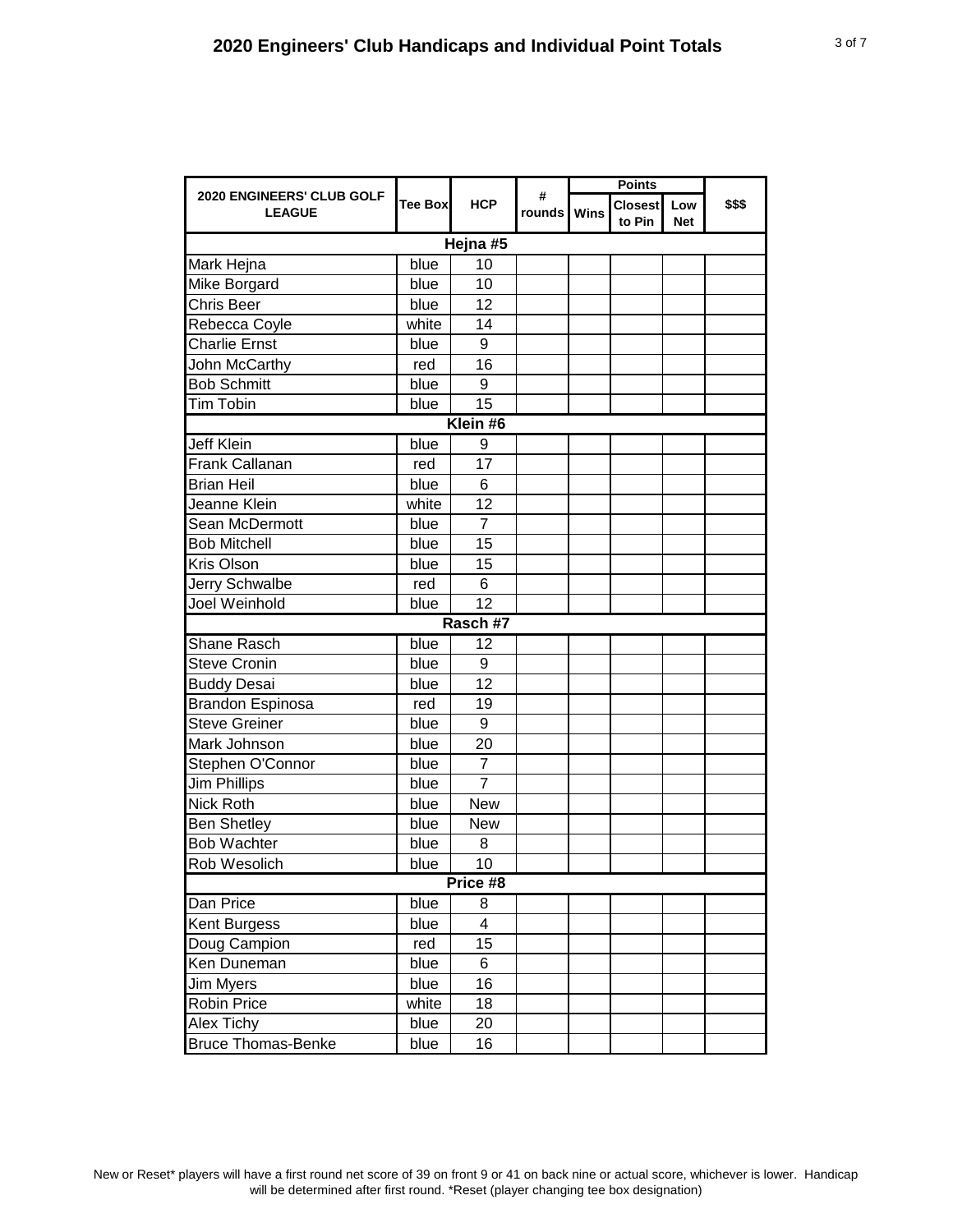# 2020 Engineers' Club Handicaps and Individual Point Totals

| 2020 ENGINEERS' CLUB GOLF LEAGUE | Tee Box | HCP | # rounds | Points | | | $$$ |
|---|---|---|---|---|---|---|---|
| | | | | Wins | Closest to Pin | Low Net | |
| **Hejna #5** | | | | | | | |
| Mark Hejna | blue | 10 | | | | | |
| Mike Borgard | blue | 10 | | | | | |
| Chris Beer | blue | 12 | | | | | |
| Rebecca Coyle | white | 14 | | | | | |
| Charlie Ernst | blue | 9 | | | | | |
| John McCarthy | red | 16 | | | | | |
| Bob Schmitt | blue | 9 | | | | | |
| Tim Tobin | blue | 15 | | | | | |
| **Klein #6** | | | | | | | |
| Jeff Klein | blue | 9 | | | | | |
| Frank Callanan | red | 17 | | | | | |
| Brian Heil | blue | 6 | | | | | |
| Jeanne Klein | white | 12 | | | | | |
| Sean McDermott | blue | 7 | | | | | |
| Bob Mitchell | blue | 15 | | | | | |
| Kris Olson | blue | 15 | | | | | |
| Jerry Schwalbe | red | 6 | | | | | |
| Joel Weinhold | blue | 12 | | | | | |
| **Rasch #7** | | | | | | | |
| Shane Rasch | blue | 12 | | | | | |
| Steve Cronin | blue | 9 | | | | | |
| Buddy Desai | blue | 12 | | | | | |
| Brandon Espinosa | red | 19 | | | | | |
| Steve Greiner | blue | 9 | | | | | |
| Mark Johnson | blue | 20 | | | | | |
| Stephen O'Connor | blue | 7 | | | | | |
| Jim Phillips | blue | 7 | | | | | |
| Nick Roth | blue | New | | | | | |
| Ben Shetley | blue | New | | | | | |
| Bob Wachter | blue | 8 | | | | | |
| Rob Wesolich | blue | 10 | | | | | |
| **Price #8** | | | | | | | |
| Dan Price | blue | 8 | | | | | |
| Kent Burgess | blue | 4 | | | | | |
| Doug Campion | red | 15 | | | | | |
| Ken Duneman | blue | 6 | | | | | |
| Jim Myers | blue | 16 | | | | | |
| Robin Price | white | 18 | | | | | |
| Alex Tichy | blue | 20 | | | | | |
| Bruce Thomas-Benke | blue | 16 | | | | | |

New or Reset* players will have a first round net score of 39 on front 9 or 41 on back nine or actual score, whichever is lower. Handicap will be determined after first round. *Reset (player changing tee box designation)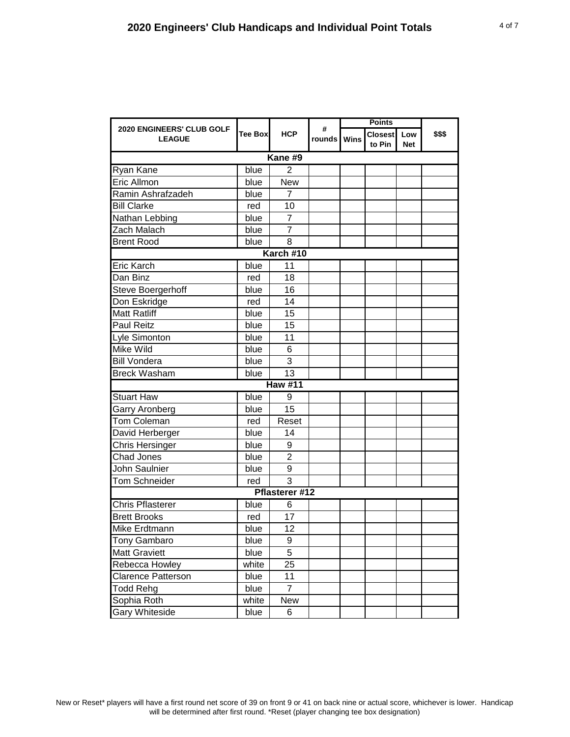# 2020 Engineers' Club Handicaps and Individual Point Totals

| 2020 ENGINEERS' CLUB GOLF LEAGUE | Tee Box | HCP | # rounds | Points | | | $$$ |
|---|---|---|---|---|---|---|---|
| | | | | Wins | Closest to Pin | Low Net | |
| **Kane #9** | | | | | | | |
| Ryan Kane | blue | 2 | | | | | |
| Eric Allmon | blue | New | | | | | |
| Ramin Ashrafzadeh | blue | 7 | | | | | |
| Bill Clarke | red | 10 | | | | | |
| Nathan Lebbing | blue | 7 | | | | | |
| Zach Malach | blue | 7 | | | | | |
| Brent Rood | blue | 8 | | | | | |
| **Karch #10** | | | | | | | |
| Eric Karch | blue | 11 | | | | | |
| Dan Binz | red | 18 | | | | | |
| Steve Boergerhoff | blue | 16 | | | | | |
| Don Eskridge | red | 14 | | | | | |
| Matt Ratliff | blue | 15 | | | | | |
| Paul Reitz | blue | 15 | | | | | |
| Lyle Simonton | blue | 11 | | | | | |
| Mike Wild | blue | 6 | | | | | |
| Bill Vondera | blue | 3 | | | | | |
| Breck Washam | blue | 13 | | | | | |
| **Haw #11** | | | | | | | |
| Stuart Haw | blue | 9 | | | | | |
| Garry Aronberg | blue | 15 | | | | | |
| Tom Coleman | red | Reset | | | | | |
| David Herberger | blue | 14 | | | | | |
| Chris Hersinger | blue | 9 | | | | | |
| Chad Jones | blue | 2 | | | | | |
| John Saulnier | blue | 9 | | | | | |
| Tom Schneider | red | 3 | | | | | |
| **Pflasterer #12** | | | | | | | |
| Chris Pflasterer | blue | 6 | | | | | |
| Brett Brooks | red | 17 | | | | | |
| Mike Erdtmann | blue | 12 | | | | | |
| Tony Gambaro | blue | 9 | | | | | |
| Matt Graviett | blue | 5 | | | | | |
| Rebecca Howley | white | 25 | | | | | |
| Clarence Patterson | blue | 11 | | | | | |
| Todd Rehg | blue | 7 | | | | | |
| Sophia Roth | white | New | | | | | |
| Gary Whiteside | blue | 6 | | | | | |

New or Reset* players will have a first round net score of 39 on front 9 or 41 on back nine or actual score, whichever is lower. Handicap will be determined after first round. *Reset (player changing tee box designation)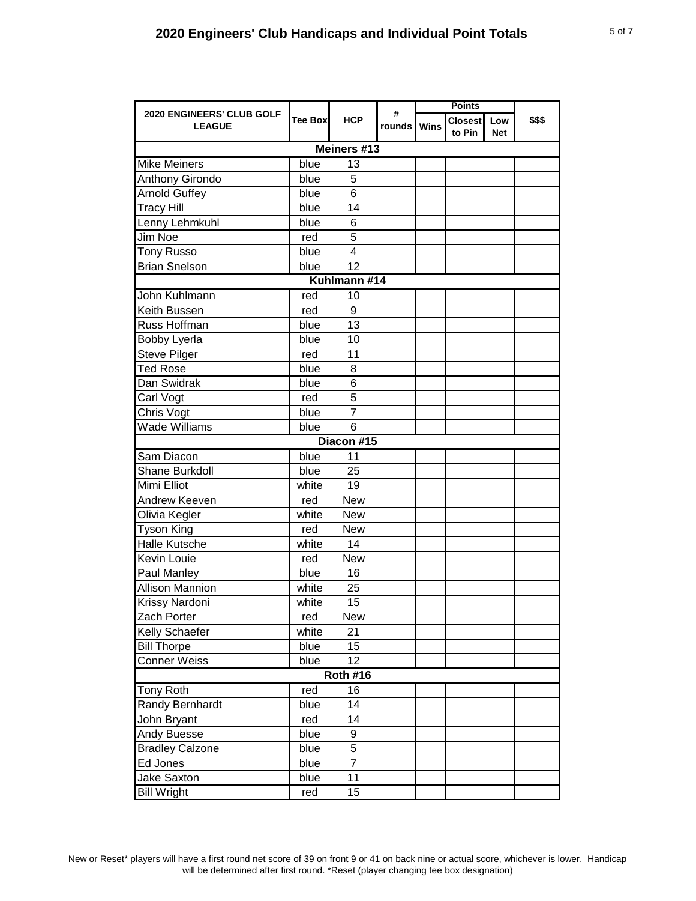## 2020 Engineers' Club Handicaps and Individual Point Totals

| 2020 ENGINEERS' CLUB GOLF LEAGUE | Tee Box | HCP | # rounds | Points | | | $$$ |
|---|---|---|---|---|---|---|---|
| | | | | Wins | Closest to Pin | Low Net | |
| **Meiners #13** | | | | | | | |
| Mike Meiners | blue | 13 | | | | | |
| Anthony Girondo | blue | 5 | | | | | |
| Arnold Guffey | blue | 6 | | | | | |
| Tracy Hill | blue | 14 | | | | | |
| Lenny Lehmkuhl | blue | 6 | | | | | |
| Jim Noe | red | 5 | | | | | |
| Tony Russo | blue | 4 | | | | | |
| Brian Snelson | blue | 12 | | | | | |
| **Kuhlmann #14** | | | | | | | |
| John Kuhlmann | red | 10 | | | | | |
| Keith Bussen | red | 9 | | | | | |
| Russ Hoffman | blue | 13 | | | | | |
| Bobby Lyerla | blue | 10 | | | | | |
| Steve Pilger | red | 11 | | | | | |
| Ted Rose | blue | 8 | | | | | |
| Dan Swidrak | blue | 6 | | | | | |
| Carl Vogt | red | 5 | | | | | |
| Chris Vogt | blue | 7 | | | | | |
| Wade Williams | blue | 6 | | | | | |
| **Diacon #15** | | | | | | | |
| Sam Diacon | blue | 11 | | | | | |
| Shane Burkdoll | blue | 25 | | | | | |
| Mimi Elliot | white | 19 | | | | | |
| Andrew Keeven | red | New | | | | | |
| Olivia Kegler | white | New | | | | | |
| Tyson King | red | New | | | | | |
| Halle Kutsche | white | 14 | | | | | |
| Kevin Louie | red | New | | | | | |
| Paul Manley | blue | 16 | | | | | |
| Allison Mannion | white | 25 | | | | | |
| Krissy Nardoni | white | 15 | | | | | |
| Zach Porter | red | New | | | | | |
| Kelly Schaefer | white | 21 | | | | | |
| Bill Thorpe | blue | 15 | | | | | |
| Conner Weiss | blue | 12 | | | | | |
| **Roth #16** | | | | | | | |
| Tony Roth | red | 16 | | | | | |
| Randy Bernhardt | blue | 14 | | | | | |
| John Bryant | red | 14 | | | | | |
| Andy Buesse | blue | 9 | | | | | |
| Bradley Calzone | blue | 5 | | | | | |
| Ed Jones | blue | 7 | | | | | |
| Jake Saxton | blue | 11 | | | | | |
| Bill Wright | red | 15 | | | | | |

New or Reset* players will have a first round net score of 39 on front 9 or 41 on back nine or actual score, whichever is lower. Handicap will be determined after first round. *Reset (player changing tee box designation)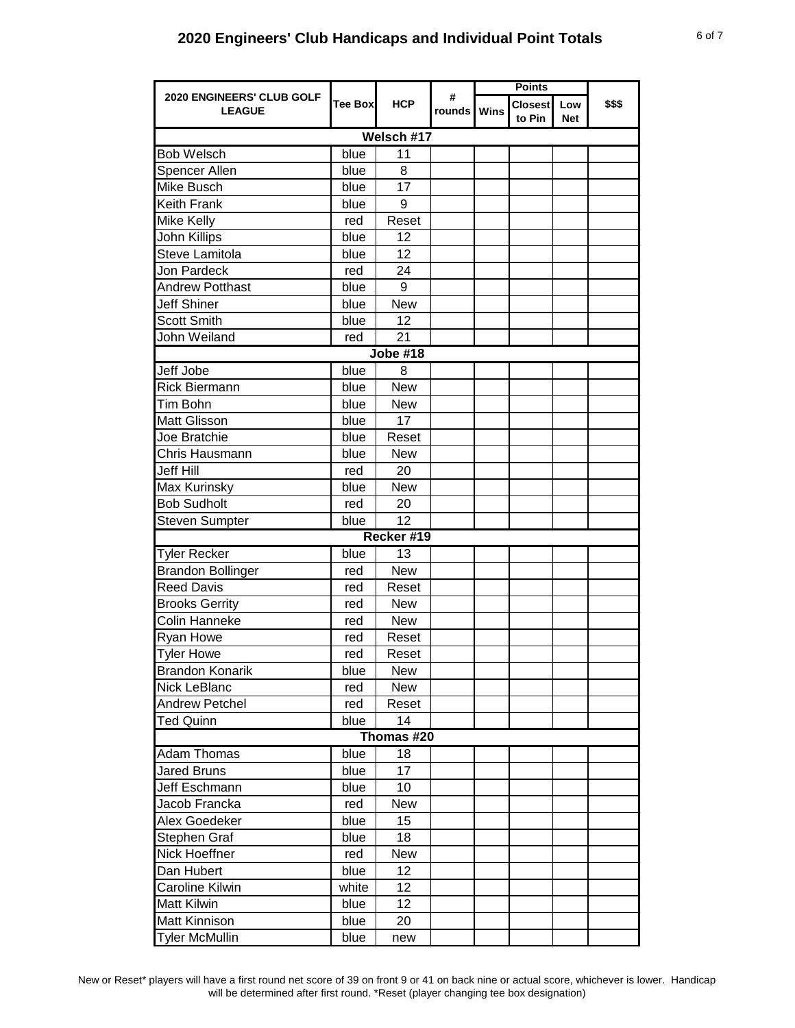## 2020 Engineers' Club Handicaps and Individual Point Totals

| 2020 ENGINEERS' CLUB GOLF LEAGUE | Tee Box | HCP | # rounds | Points | | | $$$ |
|---|---|---|---|---|---|---|---|
| | | | | Wins | Closest to Pin | Low Net | |
| **Welsch #17** | | | | | | | |
| Bob Welsch | blue | 11 | | | | | |
| Spencer Allen | blue | 8 | | | | | |
| Mike Busch | blue | 17 | | | | | |
| Keith Frank | blue | 9 | | | | | |
| Mike Kelly | red | Reset | | | | | |
| John Killips | blue | 12 | | | | | |
| Steve Lamitola | blue | 12 | | | | | |
| Jon Pardeck | red | 24 | | | | | |
| Andrew Potthast | blue | 9 | | | | | |
| Jeff Shiner | blue | New | | | | | |
| Scott Smith | blue | 12 | | | | | |
| John Weiland | red | 21 | | | | | |
| **Jobe #18** | | | | | | | |
| Jeff Jobe | blue | 8 | | | | | |
| Rick Biermann | blue | New | | | | | |
| Tim Bohn | blue | New | | | | | |
| Matt Glisson | blue | 17 | | | | | |
| Joe Bratchie | blue | Reset | | | | | |
| Chris Hausmann | blue | New | | | | | |
| Jeff Hill | red | 20 | | | | | |
| Max Kurinsky | blue | New | | | | | |
| Bob Sudholt | red | 20 | | | | | |
| Steven Sumpter | blue | 12 | | | | | |
| **Recker #19** | | | | | | | |
| Tyler Recker | blue | 13 | | | | | |
| Brandon Bollinger | red | New | | | | | |
| Reed Davis | red | Reset | | | | | |
| Brooks Gerrity | red | New | | | | | |
| Colin Hanneke | red | New | | | | | |
| Ryan Howe | red | Reset | | | | | |
| Tyler Howe | red | Reset | | | | | |
| Brandon Konarik | blue | New | | | | | |
| Nick LeBlanc | red | New | | | | | |
| Andrew Petchel | red | Reset | | | | | |
| Ted Quinn | blue | 14 | | | | | |
| **Thomas #20** | | | | | | | |
| Adam Thomas | blue | 18 | | | | | |
| Jared Bruns | blue | 17 | | | | | |
| Jeff Eschmann | blue | 10 | | | | | |
| Jacob Francka | red | New | | | | | |
| Alex Goedeker | blue | 15 | | | | | |
| Stephen Graf | blue | 18 | | | | | |
| Nick Hoeffner | red | New | | | | | |
| Dan Hubert | blue | 12 | | | | | |
| Caroline Kilwin | white | 12 | | | | | |
| Matt Kilwin | blue | 12 | | | | | |
| Matt Kinnison | blue | 20 | | | | | |
| Tyler McMullin | blue | new | | | | | |

New or Reset* players will have a first round net score of 39 on front 9 or 41 on back nine or actual score, whichever is lower. Handicap will be determined after first round. *Reset (player changing tee box designation)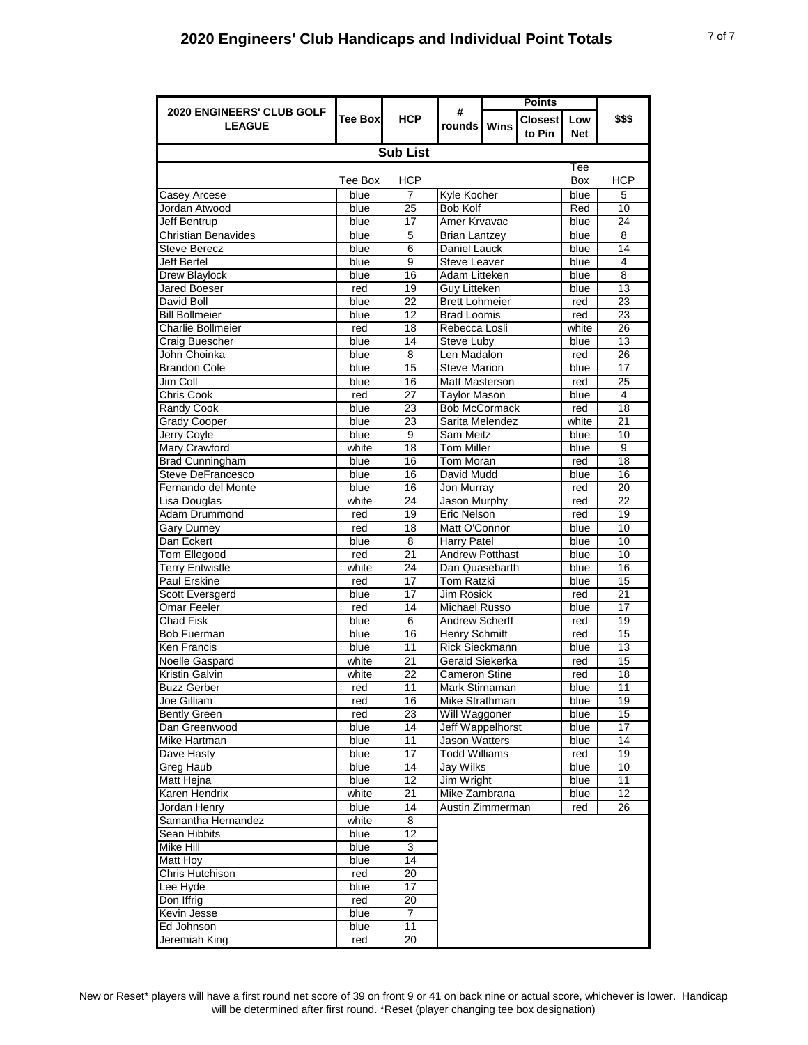## 2020 Engineers' Club Handicaps and Individual Point Totals

| 2020 ENGINEERS' CLUB GOLF LEAGUE | Tee Box | HCP | # rounds | Points: Wins | Points: Closest to Pin | Points: Low Net | $$$ |
|---|---|---|---|---|---|---|---|

### Sub List

| | Tee Box | HCP | | Tee Box | HCP |
|---|---|---|---|---|---|
| Casey Arcese | blue | 7 | Kyle Kocher | blue | 5 |
| Jordan Atwood | blue | 25 | Bob Kolf | Red | 10 |
| Jeff Bentrup | blue | 17 | Amer Krvavac | blue | 24 |
| Christian Benavides | blue | 5 | Brian Lantzey | blue | 8 |
| Steve Berecz | blue | 6 | Daniel Lauck | blue | 14 |
| Jeff Bertel | blue | 9 | Steve Leaver | blue | 4 |
| Drew Blaylock | blue | 16 | Adam Litteken | blue | 8 |
| Jared Boeser | red | 19 | Guy Litteken | blue | 13 |
| David Boll | blue | 22 | Brett Lohmeier | red | 23 |
| Bill Bollmeier | blue | 12 | Brad Loomis | red | 23 |
| Charlie Bollmeier | red | 18 | Rebecca Losli | white | 26 |
| Craig Buescher | blue | 14 | Steve Luby | blue | 13 |
| John Choinka | blue | 8 | Len Madalon | red | 26 |
| Brandon Cole | blue | 15 | Steve Marion | blue | 17 |
| Jim Coll | blue | 16 | Matt Masterson | red | 25 |
| Chris Cook | red | 27 | Taylor Mason | blue | 4 |
| Randy Cook | blue | 23 | Bob McCormack | red | 18 |
| Grady Cooper | blue | 23 | Sarita Melendez | white | 21 |
| Jerry Coyle | blue | 9 | Sam Meitz | blue | 10 |
| Mary Crawford | white | 18 | Tom Miller | blue | 9 |
| Brad Cunningham | blue | 16 | Tom Moran | red | 18 |
| Steve DeFrancesco | blue | 16 | David Mudd | blue | 16 |
| Fernando del Monte | blue | 16 | Jon Murray | red | 20 |
| Lisa Douglas | white | 24 | Jason Murphy | red | 22 |
| Adam Drummond | red | 19 | Eric Nelson | red | 19 |
| Gary Durney | red | 18 | Matt O'Connor | blue | 10 |
| Dan Eckert | blue | 8 | Harry Patel | blue | 10 |
| Tom Ellegood | red | 21 | Andrew Potthast | blue | 10 |
| Terry Entwistle | white | 24 | Dan Quasebarth | blue | 16 |
| Paul Erskine | red | 17 | Tom Ratzki | blue | 15 |
| Scott Eversgerd | blue | 17 | Jim Rosick | red | 21 |
| Omar Feeler | red | 14 | Michael Russo | blue | 17 |
| Chad Fisk | blue | 6 | Andrew Scherff | red | 19 |
| Bob Fuerman | blue | 16 | Henry Schmitt | red | 15 |
| Ken Francis | blue | 11 | Rick Sieckmann | blue | 13 |
| Noelle Gaspard | white | 21 | Gerald Siekerka | red | 15 |
| Kristin Galvin | white | 22 | Cameron Stine | red | 18 |
| Buzz Gerber | red | 11 | Mark Stirnaman | blue | 11 |
| Joe Gilliam | red | 16 | Mike Strathman | blue | 19 |
| Bently Green | red | 23 | Will Waggoner | blue | 15 |
| Dan Greenwood | blue | 14 | Jeff Wappelhorst | blue | 17 |
| Mike Hartman | blue | 11 | Jason Watters | blue | 14 |
| Dave Hasty | blue | 17 | Todd Williams | red | 19 |
| Greg Haub | blue | 14 | Jay Wilks | blue | 10 |
| Matt Hejna | blue | 12 | Jim Wright | blue | 11 |
| Karen Hendrix | white | 21 | Mike Zambrana | blue | 12 |
| Jordan Henry | blue | 14 | Austin Zimmerman | red | 26 |
| Samantha Hernandez | white | 8 | | | |
| Sean Hibbits | blue | 12 | | | |
| Mike Hill | blue | 3 | | | |
| Matt Hoy | blue | 14 | | | |
| Chris Hutchison | red | 20 | | | |
| Lee Hyde | blue | 17 | | | |
| Don Iffrig | red | 20 | | | |
| Kevin Jesse | blue | 7 | | | |
| Ed Johnson | blue | 11 | | | |
| Jeremiah King | red | 20 | | | |

New or Reset* players will have a first round net score of 39 on front 9 or 41 on back nine or actual score, whichever is lower. Handicap will be determined after first round. *Reset (player changing tee box designation)